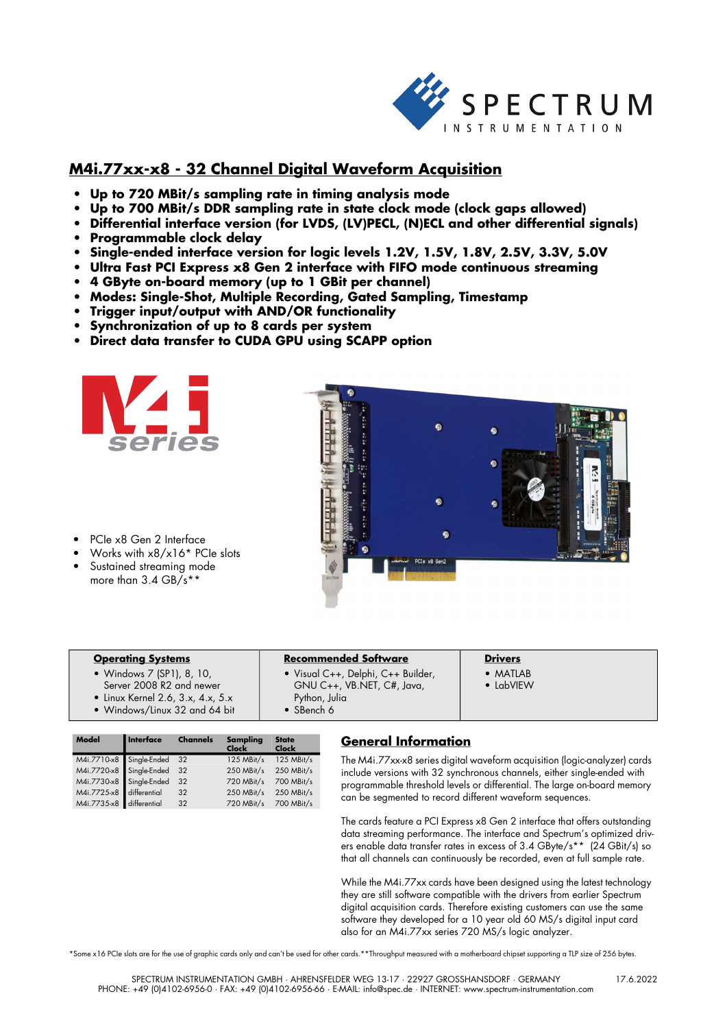# M4i.77xx-x8 - 32 Channel Digital Waveform Acquisition

- **Up to 720 MBit/s sampling rate in timing analysis mode**
- **Up to 700 MBit/s DDR sampling rate in state clock mode (clock gaps allowed)**
- **Differential interface version (for LVDS, (LV)PECL, (N)ECL and other differential signals)**
- **Programmable clock delay**
- **Single-ended interface version for logic levels 1.2V, 1.5V, 1.8V, 2.5V, 3.3V, 5.0V**
- **Ultra Fast PCI Express x8 Gen 2 interface with FIFO mode continuous streaming**
- **4 GByte on-board memory (up to 1 GBit per channel)**
- **Modes: Single-Shot, Multiple Recording, Gated Sampling, Timestamp**
- **Trigger input/output with AND/OR functionality**
- **Synchronization of up to 8 cards per system**
- **Direct data transfer to CUDA GPU using SCAPP option**

- PCIe x8 Gen 2 Interface
- Works with x8/x16* PCIe slots
- Sustained streaming mode more than 3.4 GB/s**

| **Operating Systems** | **Recommended Software** | **Drivers** |
|---|---|---|
| • Windows 7 (SP1), 8, 10, Server 2008 R2 and newer<br>• Linux Kernel 2.6, 3.x, 4.x, 5.x<br>• Windows/Linux 32 and 64 bit | • Visual C++, Delphi, C++ Builder, GNU C++, VB.NET, C#, Java, Python, Julia<br>• SBench 6 | • MATLAB<br>• LabVIEW |

| Model | Interface | Channels | Sampling Clock | State Clock |
|---|---|---|---|---|
| M4i.7710-x8 | Single-Ended | 32 | 125 MBit/s | 125 MBit/s |
| M4i.7720-x8 | Single-Ended | 32 | 250 MBit/s | 250 MBit/s |
| M4i.7730-x8 | Single-Ended | 32 | 720 MBit/s | 700 MBit/s |
| M4i.7725-x8 | differential | 32 | 250 MBit/s | 250 MBit/s |
| M4i.7735-x8 | differential | 32 | 720 MBit/s | 700 MBit/s |

## General Information

The M4i.77xx-x8 series digital waveform acquisition (logic-analyzer) cards include versions with 32 synchronous channels, either single-ended with programmable threshold levels or differential. The large on-board memory can be segmented to record different waveform sequences.

The cards feature a PCI Express x8 Gen 2 interface that offers outstanding data streaming performance. The interface and Spectrum's optimized drivers enable data transfer rates in excess of 3.4 GByte/s** (24 GBit/s) so that all channels can continuously be recorded, even at full sample rate.

While the M4i.77xx cards have been designed using the latest technology they are still software compatible with the drivers from earlier Spectrum digital acquisition cards. Therefore existing customers can use the same software they developed for a 10 year old 60 MS/s digital input card also for an M4i.77xx series 720 MS/s logic analyzer.

*Some x16 PCIe slots are for the use of graphic cards only and can't be used for other cards. **Throughput measured with a motherboard chipset supporting a TLP size of 256 bytes.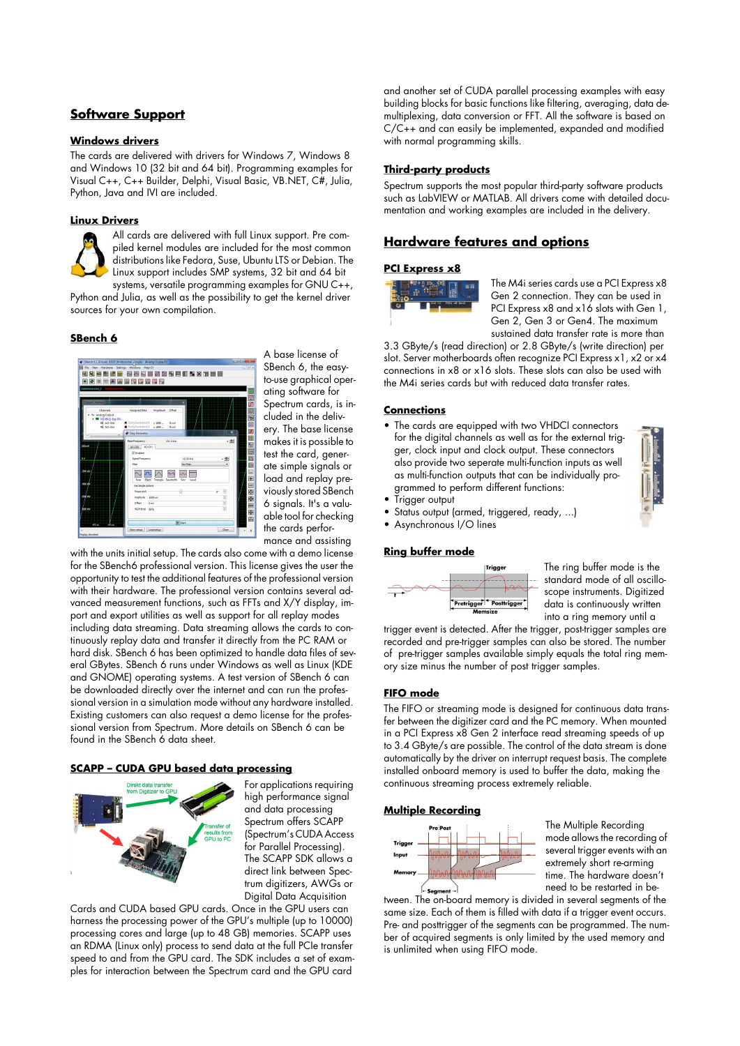## Software Support

### Windows drivers

The cards are delivered with drivers for Windows 7, Windows 8 and Windows 10 (32 bit and 64 bit). Programming examples for Visual C++, C++ Builder, Delphi, Visual Basic, VB.NET, C#, Julia, Python, Java and IVI are included.

### Linux Drivers

All cards are delivered with full Linux support. Pre compiled kernel modules are included for the most common distributions like Fedora, Suse, Ubuntu LTS or Debian. The Linux support includes SMP systems, 32 bit and 64 bit systems, versatile programming examples for GNU C++, Python and Julia, as well as the possibility to get the kernel driver sources for your own compilation.

### SBench 6

A base license of SBench 6, the easy-to-use graphical operating software for Spectrum cards, is included in the delivery. The base license makes it is possible to test the card, generate simple signals or load and replay previously stored SBench 6 signals. It's a valuable tool for checking the cards performance and assisting with the units initial setup. The cards also come with a demo license for the SBench6 professional version. This license gives the user the opportunity to test the additional features of the professional version with their hardware. The professional version contains several advanced measurement functions, such as FFTs and X/Y display, import and export utilities as well as support for all replay modes including data streaming. Data streaming allows the cards to continuously replay data and transfer it directly from the PC RAM or hard disk. SBench 6 has been optimized to handle data files of several GBytes. SBench 6 runs under Windows as well as Linux (KDE and GNOME) operating systems. A test version of SBench 6 can be downloaded directly over the internet and can run the professional version in a simulation mode without any hardware installed. Existing customers can also request a demo license for the professional version from Spectrum. More details on SBench 6 can be found in the SBench 6 data sheet.

### SCAPP – CUDA GPU based data processing

For applications requiring high performance signal and data processing Spectrum offers SCAPP (Spectrum's CUDA Access for Parallel Processing). The SCAPP SDK allows a direct link between Spectrum digitizers, AWGs or Digital Data Acquisition Cards and CUDA based GPU cards. Once in the GPU users can harness the processing power of the GPU's multiple (up to 10000) processing cores and large (up to 48 GB) memories. SCAPP uses an RDMA (Linux only) process to send data at the full PCIe transfer speed to and from the GPU card. The SDK includes a set of examples for interaction between the Spectrum card and the GPU card and another set of CUDA parallel processing examples with easy building blocks for basic functions like filtering, averaging, data demultiplexing, data conversion or FFT. All the software is based on C/C++ and can easily be implemented, expanded and modified with normal programming skills.

### Third-party products

Spectrum supports the most popular third-party software products such as LabVIEW or MATLAB. All drivers come with detailed documentation and working examples are included in the delivery.

## Hardware features and options

### PCI Express x8

The M4i series cards use a PCI Express x8 Gen 2 connection. They can be used in PCI Express x8 and x16 slots with Gen 1, Gen 2, Gen 3 or Gen4. The maximum sustained data transfer rate is more than 3.3 GByte/s (read direction) or 2.8 GByte/s (write direction) per slot. Server motherboards often recognize PCI Express x1, x2 or x4 connections in x8 or x16 slots. These slots can also be used with the M4i series cards but with reduced data transfer rates.

### Connections

- The cards are equipped with two VHDCI connectors for the digital channels as well as for the external trigger, clock input and clock output. These connectors also provide two seperate multi-function inputs as well as multi-function outputs that can be individually programmed to perform different functions:
- Trigger output
- Status output (armed, triggered, ready, ...)
- Asynchronous I/O lines

### Ring buffer mode

The ring buffer mode is the standard mode of all oscilloscope instruments. Digitized data is continuously written into a ring memory until a trigger event is detected. After the trigger, post-trigger samples are recorded and pre-trigger samples can also be stored. The number of pre-trigger samples available simply equals the total ring memory size minus the number of post trigger samples.

### FIFO mode

The FIFO or streaming mode is designed for continuous data transfer between the digitizer card and the PC memory. When mounted in a PCI Express x8 Gen 2 interface read streaming speeds of up to 3.4 GByte/s are possible. The control of the data stream is done automatically by the driver on interrupt request basis. The complete installed onboard memory is used to buffer the data, making the continuous streaming process extremely reliable.

### Multiple Recording

The Multiple Recording mode allows the recording of several trigger events with an extremely short re-arming time. The hardware doesn't need to be restarted in between. The on-board memory is divided in several segments of the same size. Each of them is filled with data if a trigger event occurs. Pre- and posttrigger of the segments can be programmed. The number of acquired segments is only limited by the used memory and is unlimited when using FIFO mode.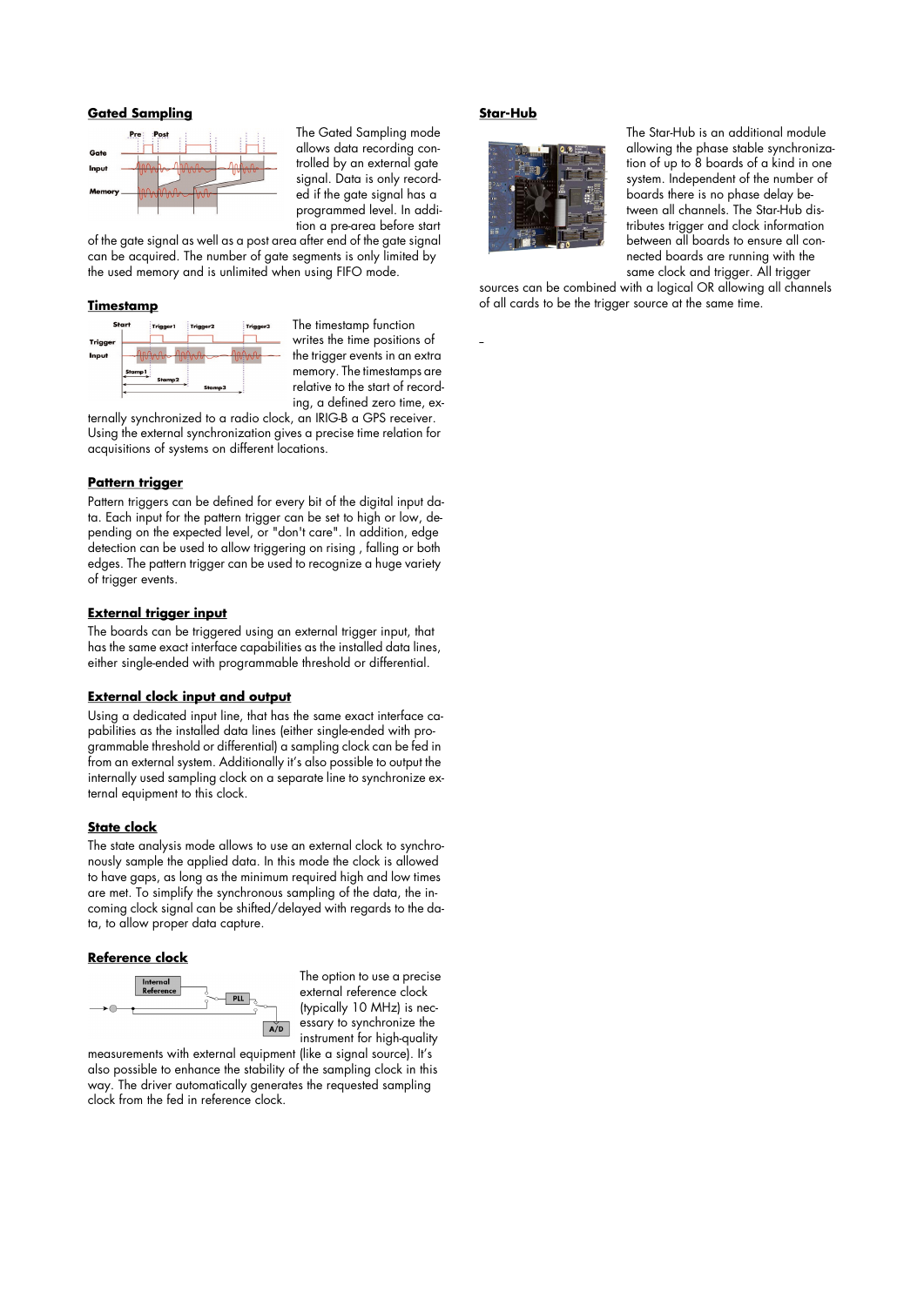## Gated Sampling

The Gated Sampling mode allows data recording controlled by an external gate signal. Data is only recorded if the gate signal has a programmed level. In addition a pre-area before start of the gate signal as well as a post area after end of the gate signal can be acquired. The number of gate segments is only limited by the used memory and is unlimited when using FIFO mode.

## Timestamp

The timestamp function writes the time positions of the trigger events in an extra memory. The timestamps are relative to the start of recording, a defined zero time, externally synchronized to a radio clock, an IRIG-B a GPS receiver. Using the external synchronization gives a precise time relation for acquisitions of systems on different locations.

## Pattern trigger

Pattern triggers can be defined for every bit of the digital input data. Each input for the pattern trigger can be set to high or low, depending on the expected level, or "don't care". In addition, edge detection can be used to allow triggering on rising , falling or both edges. The pattern trigger can be used to recognize a huge variety of trigger events.

## External trigger input

The boards can be triggered using an external trigger input, that has the same exact interface capabilities as the installed data lines, either single-ended with programmable threshold or differential.

## External clock input and output

Using a dedicated input line, that has the same exact interface capabilities as the installed data lines (either single-ended with programmable threshold or differential) a sampling clock can be fed in from an external system. Additionally it's also possible to output the internally used sampling clock on a separate line to synchronize external equipment to this clock.

## State clock

The state analysis mode allows to use an external clock to synchronously sample the applied data. In this mode the clock is allowed to have gaps, as long as the minimum required high and low times are met. To simplify the synchronous sampling of the data, the incoming clock signal can be shifted/delayed with regards to the data, to allow proper data capture.

## Reference clock

The option to use a precise external reference clock (typically 10 MHz) is necessary to synchronize the instrument for high-quality measurements with external equipment (like a signal source). It's also possible to enhance the stability of the sampling clock in this way. The driver automatically generates the requested sampling clock from the fed in reference clock.

## Star-Hub

The Star-Hub is an additional module allowing the phase stable synchronization of up to 8 boards of a kind in one system. Independent of the number of boards there is no phase delay between all channels. The Star-Hub distributes trigger and clock information between all boards to ensure all connected boards are running with the same clock and trigger. All trigger sources can be combined with a logical OR allowing all channels of all cards to be the trigger source at the same time.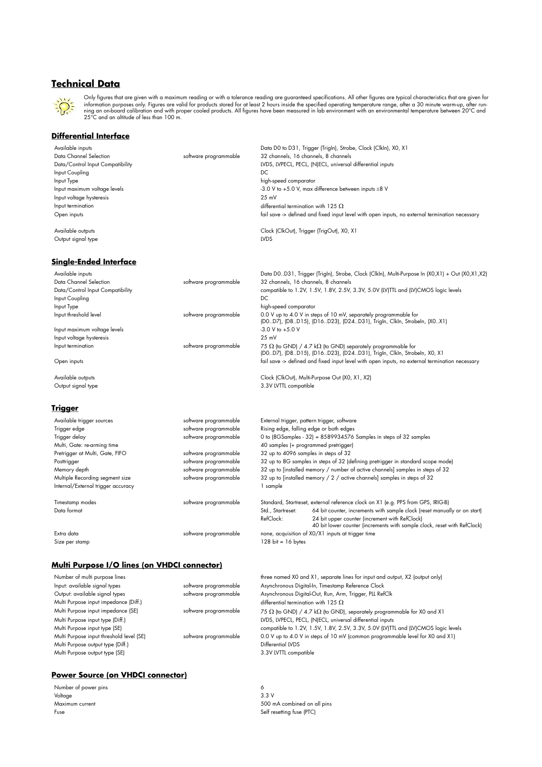## Technical Data

Only figures that are given with a maximum reading or with a tolerance reading are guaranteed specifications. All other figures are typical characteristics that are given for information purposes only. Figures are valid for products stored for at least 2 hours inside the specified operating temperature range, after a 30 minute warm-up, after running an on-board calibration and with proper cooled products. All figures have been measured in lab environment with an environmental temperature between 20°C and 25°C and an altitude of less than 100 m.

### Differential Interface

| | | |
|---|---|---|
| Available inputs | | Data D0 to D31, Trigger (TrigIn), Strobe, Clock (ClkIn), X0, X1 |
| Data Channel Selection | software programmable | 32 channels, 16 channels, 8 channels |
| Data/Control Input Compatibility | | LVDS, LVPECL, PECL, (N)ECL, universal differential inputs |
| Input Coupling | | DC |
| Input Type | | high-speed comparator |
| Input maximum voltage levels | | -3.0 V to +5.0 V, max difference between inputs ±8 V |
| Input voltage hysteresis | | 25 mV |
| Input termination | | differential termination with 125 Ω |
| Open inputs | | fail save -> defined and fixed input level with open inputs, no external termination necessary |
| Available outputs | | Clock (ClkOut), Trigger (TrigOut), X0, X1 |
| Output signal type | | LVDS |

### Single-Ended Interface

| | | |
|---|---|---|
| Available inputs | | Data D0..D31, Trigger (TrigIn), Strobe, Clock (ClkIn), Multi-Purpose In (X0,X1) + Out (X0,X1,X2) |
| Data Channel Selection | software programmable | 32 channels, 16 channels, 8 channels |
| Data/Control Input Compatibility | | compatible to 1.2V, 1.5V, 1.8V, 2.5V, 3.3V, 5.0V (LV)TTL and (LV)CMOS logic levels |
| Input Coupling | | DC |
| Input Type | | high-speed comparator |
| Input threshold level | software programmable | 0.0 V up to 4.0 V in steps of 10 mV, separately programmable for (D0..D7), (D8..D15), (D16..D23), (D24..D31), TrigIn, ClkIn, StrobeIn, (X0..X1) |
| Input maximum voltage levels | | -3.0 V to +5.0 V |
| Input voltage hysteresis | | 25 mV |
| Input termination | software programmable | 75 Ω (to GND) / 4.7 kΩ (to GND) separately programmable for (D0..D7), (D8..D15), (D16..D23), (D24..D31), TrigIn, ClkIn, StrobeIn, X0, X1 |
| Open inputs | | fail save -> defined and fixed input level with open inputs, no external termination necessary |
| Available outputs | | Clock (ClkOut), Multi-Purpose Out (X0, X1, X2) |
| Output signal type | | 3.3V LVTTL compatible |

### Trigger

| | | |
|---|---|---|
| Available trigger sources | software programmable | External trigger, pattern trigger, software |
| Trigger edge | software programmable | Rising edge, falling edge or both edges |
| Trigger delay | software programmable | 0 to (8GSamples - 32) = 8589934576 Samples in steps of 32 samples |
| Multi, Gate: re-arming time | | 40 samples (+ programmed pretrigger) |
| Pretrigger at Multi, Gate, FIFO | software programmable | 32 up to 4096 samples in steps of 32 |
| Posttrigger | software programmable | 32 up to 8G samples in steps of 32 (defining pretrigger in standard scope mode) |
| Memory depth | software programmable | 32 up to [installed memory / number of active channels] samples in steps of 32 |
| Multiple Recording segment size | software programmable | 32 up to [installed memory / 2 / active channels] samples in steps of 32 |
| Internal/External trigger accuracy | | 1 sample |
| Timestamp modes | software programmable | Standard, Startreset, external reference clock on X1 (e.g. PPS from GPS, IRIG-B) |
| Data format | | Std., Startreset: 64 bit counter, increments with sample clock (reset manually or on start); RefClock: 24 bit upper counter (increment with RefClock), 40 bit lower counter (increments with sample clock, reset with RefClock) |
| Extra data | software programmable | none, acquisition of X0/X1 inputs at trigger time |
| Size per stamp | | 128 bit = 16 bytes |

### Multi Purpose I/O lines (on VHDCI connector)

| | | |
|---|---|---|
| Number of multi purpose lines | | three named X0 and X1, separate lines for input and output, X2 (output only) |
| Input: available signal types | software programmable | Asynchronous Digital-In, Timestamp Reference Clock |
| Output: available signal types | software programmable | Asynchronous Digital-Out, Run, Arm, Trigger, PLL RefClk |
| Multi Purpose input impedance (Diff.) | | differential termination with 125 Ω |
| Multi Purpose input impedance (SE) | software programmable | 75 Ω (to GND) / 4.7 kΩ (to GND), separately programmable for X0 and X1 |
| Multi Purpose input type (Diff.) | | LVDS, LVPECL, PECL, (N)ECL, universal differential inputs |
| Multi Purpose input type (SE) | | compatible to 1.2V, 1.5V, 1.8V, 2.5V, 3.3V, 5.0V (LV)TTL and (LV)CMOS logic levels |
| Multi Purpose input threshold level (SE) | software programmable | 0.0 V up to 4.0 V in steps of 10 mV (common programmable level for X0 and X1) |
| Multi Purpose output type (Diff.) | | Differential LVDS |
| Multi Purpose output type (SE) | | 3.3V LVTTL compatible |

### Power Source (on VHDCI connector)

| | |
|---|---|
| Number of power pins | 6 |
| Voltage | 3.3 V |
| Maximum current | 500 mA combined on all pins |
| Fuse | Self resetting fuse (PTC) |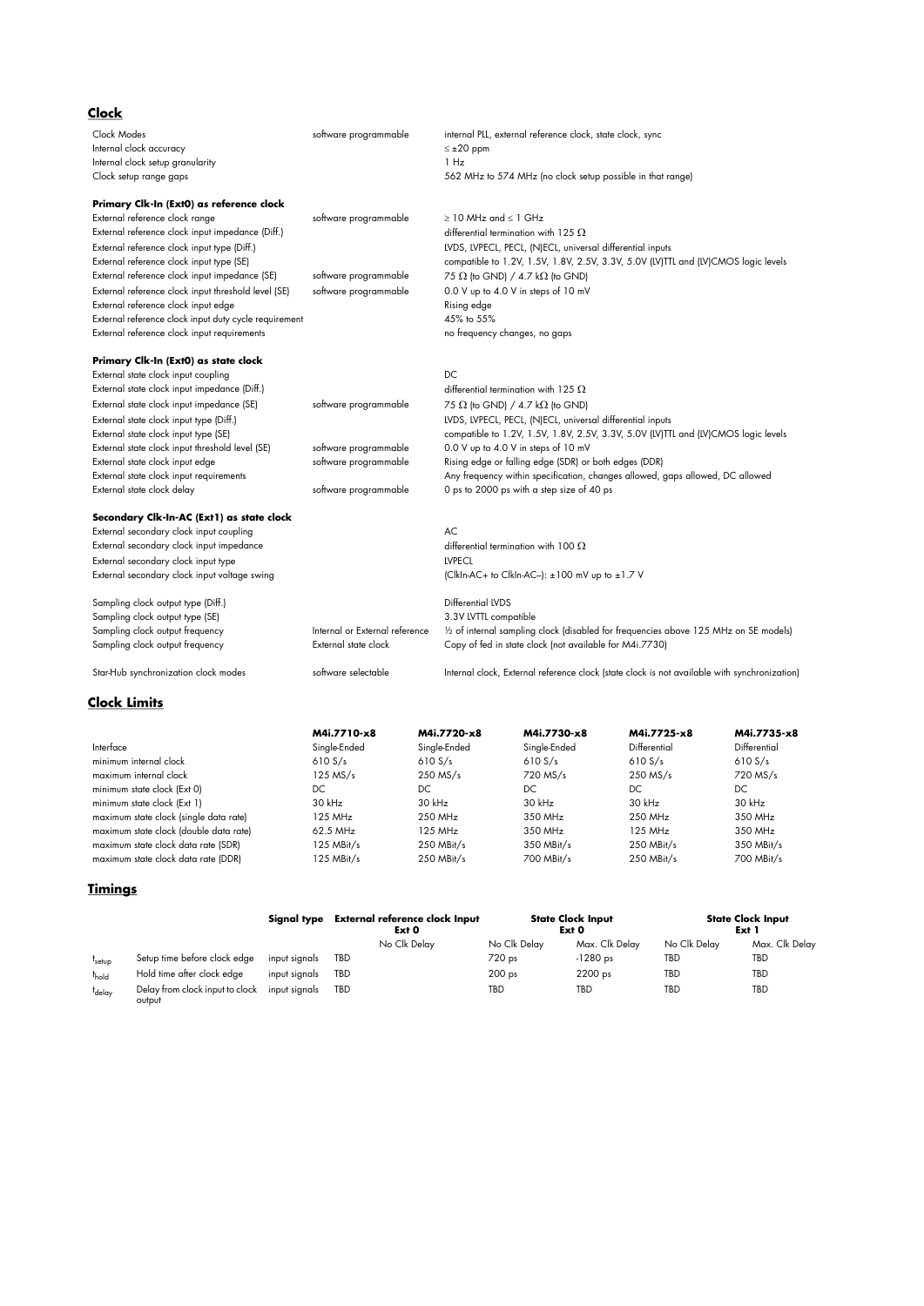## Clock

| | | |
|---|---|---|
| Clock Modes | software programmable | internal PLL, external reference clock, state clock, sync |
| Internal clock accuracy | | ≤ ±20 ppm |
| Internal clock setup granularity | | 1 Hz |
| Clock setup range gaps | | 562 MHz to 574 MHz (no clock setup possible in that range) |

**Primary Clk-In (Ext0) as reference clock**

| | | |
|---|---|---|
| External reference clock range | software programmable | ≥ 10 MHz and ≤ 1 GHz |
| External reference clock input impedance (Diff.) | | differential termination with 125 Ω |
| External reference clock input type (Diff.) | | LVDS, LVPECL, PECL, (N)ECL, universal differential inputs |
| External reference clock input type (SE) | | compatible to 1.2V, 1.5V, 1.8V, 2.5V, 3.3V, 5.0V (LV)TTL and (LV)CMOS logic levels |
| External reference clock input impedance (SE) | software programmable | 75 Ω (to GND) / 4.7 kΩ (to GND) |
| External reference clock input threshold level (SE) | software programmable | 0.0 V up to 4.0 V in steps of 10 mV |
| External reference clock input edge | | Rising edge |
| External reference clock input duty cycle requirement | | 45% to 55% |
| External reference clock input requirements | | no frequency changes, no gaps |

**Primary Clk-In (Ext0) as state clock**

| | | |
|---|---|---|
| External state clock input coupling | | DC |
| External state clock input impedance (Diff.) | | differential termination with 125 Ω |
| External state clock input impedance (SE) | software programmable | 75 Ω (to GND) / 4.7 kΩ (to GND) |
| External state clock input type (Diff.) | | LVDS, LVPECL, PECL, (N)ECL, universal differential inputs |
| External state clock input type (SE) | | compatible to 1.2V, 1.5V, 1.8V, 2.5V, 3.3V, 5.0V (LV)TTL and (LV)CMOS logic levels |
| External state clock input threshold level (SE) | software programmable | 0.0 V up to 4.0 V in steps of 10 mV |
| External state clock input edge | software programmable | Rising edge or falling edge (SDR) or both edges (DDR) |
| External state clock input requirements | | Any frequency within specification, changes allowed, gaps allowed, DC allowed |
| External state clock delay | software programmable | 0 ps to 2000 ps with a step size of 40 ps |

**Secondary Clk-In-AC (Ext1) as state clock**

| | | |
|---|---|---|
| External secondary clock input coupling | | AC |
| External secondary clock input impedance | | differential termination with 100 Ω |
| External secondary clock input type | | LVPECL |
| External secondary clock input voltage swing | | (ClkIn-AC+ to ClkIn-AC–): ±100 mV up to ±1.7 V |
| Sampling clock output type (Diff.) | | Differential LVDS |
| Sampling clock output type (SE) | | 3.3V LVTTL compatible |
| Sampling clock output frequency | Internal or External reference | ½ of internal sampling clock (disabled for frequencies above 125 MHz on SE models) |
| Sampling clock output frequency | External state clock | Copy of fed in state clock (not available for M4i.7730) |
| Star-Hub synchronization clock modes | software selectable | Internal clock, External reference clock (state clock is not available with synchronization) |

## Clock Limits

| | M4i.7710-x8 | M4i.7720-x8 | M4i.7730-x8 | M4i.7725-x8 | M4i.7735-x8 |
|---|---|---|---|---|---|
| Interface | Single-Ended | Single-Ended | Single-Ended | Differential | Differential |
| minimum internal clock | 610 S/s | 610 S/s | 610 S/s | 610 S/s | 610 S/s |
| maximum internal clock | 125 MS/s | 250 MS/s | 720 MS/s | 250 MS/s | 720 MS/s |
| minimum state clock (Ext 0) | DC | DC | DC | DC | DC |
| minimum state clock (Ext 1) | 30 kHz | 30 kHz | 30 kHz | 30 kHz | 30 kHz |
| maximum state clock (single data rate) | 125 MHz | 250 MHz | 350 MHz | 250 MHz | 350 MHz |
| maximum state clock (double data rate) | 62.5 MHz | 125 MHz | 350 MHz | 125 MHz | 350 MHz |
| maximum state clock data rate (SDR) | 125 MBit/s | 250 MBit/s | 350 MBit/s | 250 MBit/s | 350 MBit/s |
| maximum state clock data rate (DDR) | 125 MBit/s | 250 MBit/s | 700 MBit/s | 250 MBit/s | 700 MBit/s |

## Timings

| | | Signal type | External reference clock Input Ext 0 | State Clock Input Ext 0 | | State Clock Input Ext 1 | |
|---|---|---|---|---|---|---|---|
| | | | No Clk Delay | No Clk Delay | Max. Clk Delay | No Clk Delay | Max. Clk Delay |
| $t_{setup}$ | Setup time before clock edge | input signals | TBD | 720 ps | -1280 ps | TBD | TBD |
| $t_{hold}$ | Hold time after clock edge | input signals | TBD | 200 ps | 2200 ps | TBD | TBD |
| $t_{delay}$ | Delay from clock input to clock output | input signals | TBD | TBD | TBD | TBD | TBD |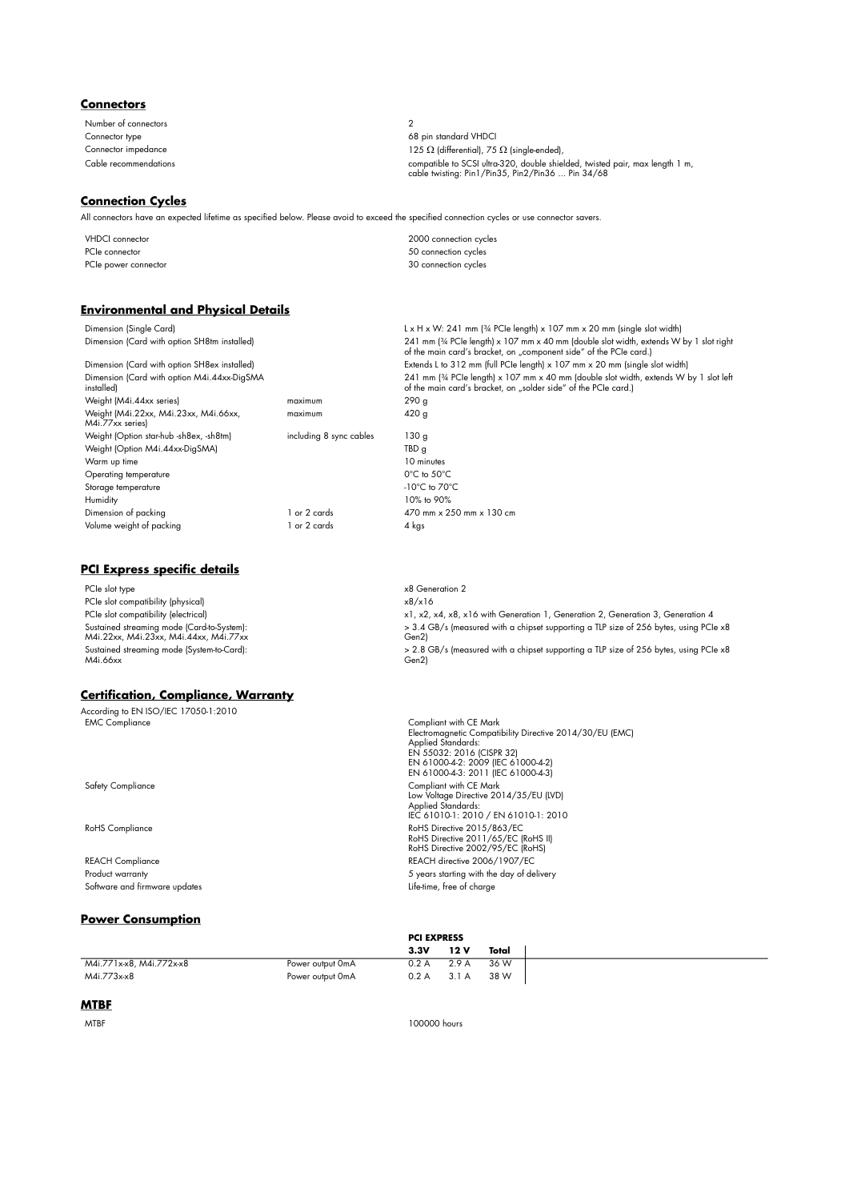## Connectors

| | |
|---|---|
| Number of connectors | 2 |
| Connector type | 68 pin standard VHDCI |
| Connector impedance | 125 Ω (differential), 75 Ω (single-ended), |
| Cable recommendations | compatible to SCSI ultra-320, double shielded, twisted pair, max length 1 m, cable twisting: Pin1/Pin35, Pin2/Pin36 … Pin 34/68 |

## Connection Cycles

All connectors have an expected lifetime as specified below. Please avoid to exceed the specified connection cycles or use connector savers.

| | |
|---|---|
| VHDCI connector | 2000 connection cycles |
| PCIe connector | 50 connection cycles |
| PCIe power connector | 30 connection cycles |

## Environmental and Physical Details

| | | |
|---|---|---|
| Dimension (Single Card) | | L x H x W: 241 mm (¾ PCIe length) x 107 mm x 20 mm (single slot width) |
| Dimension (Card with option SH8tm installed) | | 241 mm (¾ PCIe length) x 107 mm x 40 mm (double slot width, extends W by 1 slot right of the main card's bracket, on „component side" of the PCIe card.) |
| Dimension (Card with option SH8ex installed) | | Extends L to 312 mm (full PCIe length) x 107 mm x 20 mm (single slot width) |
| Dimension (Card with option M4i.44xx-DigSMA installed) | | 241 mm (¾ PCIe length) x 107 mm x 40 mm (double slot width, extends W by 1 slot left of the main card's bracket, on „solder side" of the PCIe card.) |
| Weight (M4i.44xx series) | maximum | 290 g |
| Weight (M4i.22xx, M4i.23xx, M4i.66xx, M4i.77xx series) | maximum | 420 g |
| Weight (Option star-hub -sh8ex, -sh8tm) | including 8 sync cables | 130 g |
| Weight (Option M4i.44xx-DigSMA) | | TBD g |
| Warm up time | | 10 minutes |
| Operating temperature | | 0°C to 50°C |
| Storage temperature | | -10°C to 70°C |
| Humidity | | 10% to 90% |
| Dimension of packing | 1 or 2 cards | 470 mm x 250 mm x 130 cm |
| Volume weight of packing | 1 or 2 cards | 4 kgs |

## PCI Express specific details

| | |
|---|---|
| PCIe slot type | x8 Generation 2 |
| PCIe slot compatibility (physical) | x8/x16 |
| PCIe slot compatibility (electrical) | x1, x2, x4, x8, x16 with Generation 1, Generation 2, Generation 3, Generation 4 |
| Sustained streaming mode (Card-to-System): M4i.22xx, M4i.23xx, M4i.44xx, M4i.77xx | > 3.4 GB/s (measured with a chipset supporting a TLP size of 256 bytes, using PCIe x8 Gen2) |
| Sustained streaming mode (System-to-Card): M4i.66xx | > 2.8 GB/s (measured with a chipset supporting a TLP size of 256 bytes, using PCIe x8 Gen2) |

## Certification, Compliance, Warranty

According to EN ISO/IEC 17050-1:2010

| | |
|---|---|
| EMC Compliance | Compliant with CE Mark<br>Electromagnetic Compatibility Directive 2014/30/EU (EMC)<br>Applied Standards:<br>EN 55032: 2016 (CISPR 32)<br>EN 61000-4-2: 2009 (IEC 61000-4-2)<br>EN 61000-4-3: 2011 (IEC 61000-4-3) |
| Safety Compliance | Compliant with CE Mark<br>Low Voltage Directive 2014/35/EU (LVD)<br>Applied Standards:<br>IEC 61010-1: 2010 / EN 61010-1: 2010 |
| RoHS Compliance | RoHS Directive 2015/863/EC<br>RoHS Directive 2011/65/EC (RoHS II)<br>RoHS Directive 2002/95/EC (RoHS) |
| REACH Compliance | REACH directive 2006/1907/EC |
| Product warranty | 5 years starting with the day of delivery |
| Software and firmware updates | Life-time, free of charge |

## Power Consumption

| | | PCI EXPRESS | | |
|---|---|---|---|---|
| | | 3.3V | 12 V | Total |
| M4i.771x-x8, M4i.772x-x8 | Power output 0mA | 0.2 A | 2.9 A | 36 W |
| M4i.773x-x8 | Power output 0mA | 0.2 A | 3.1 A | 38 W |

## MTBF

| | |
|---|---|
| MTBF | 100000 hours |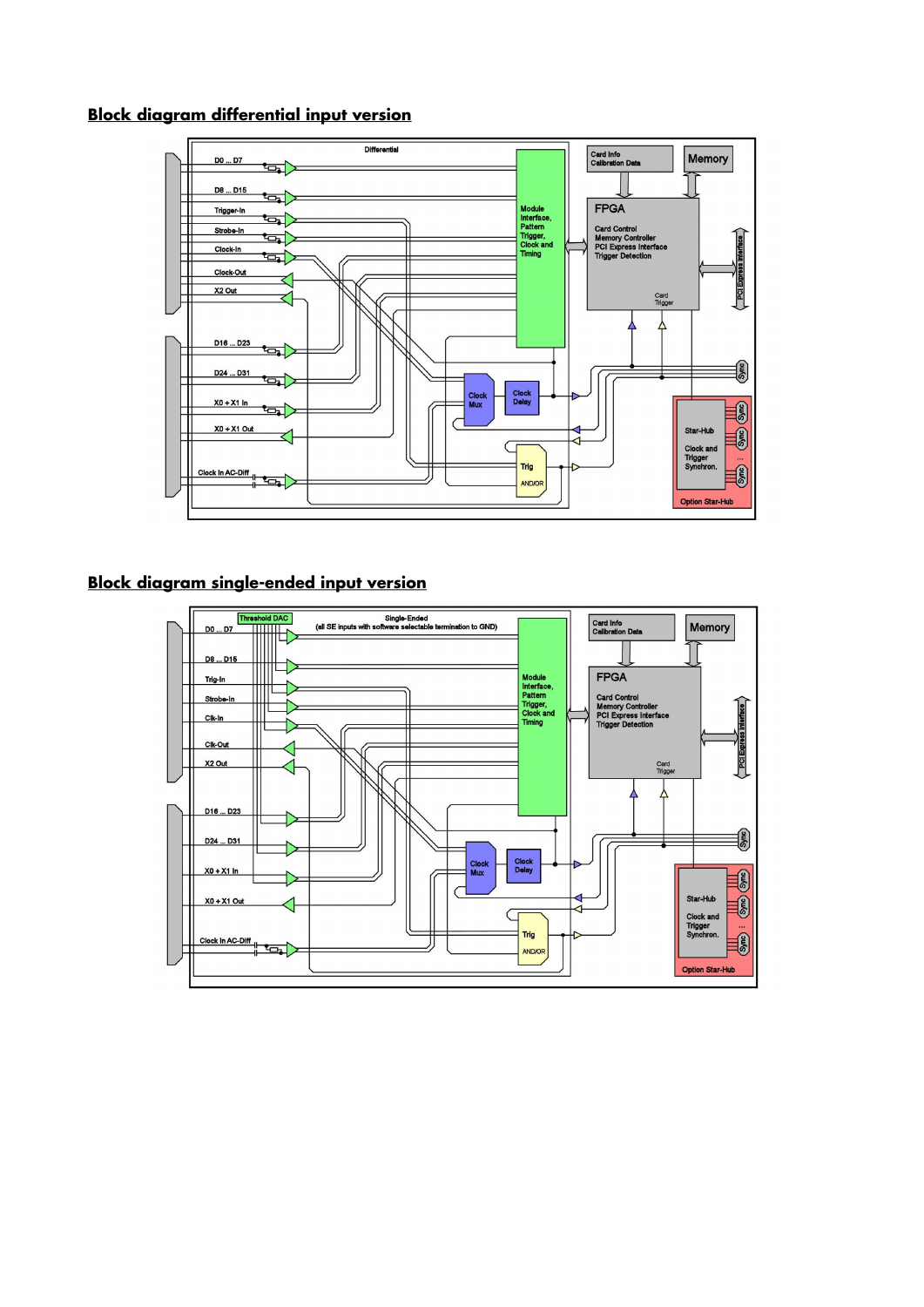## Block diagram differential input version

## Block diagram single-ended input version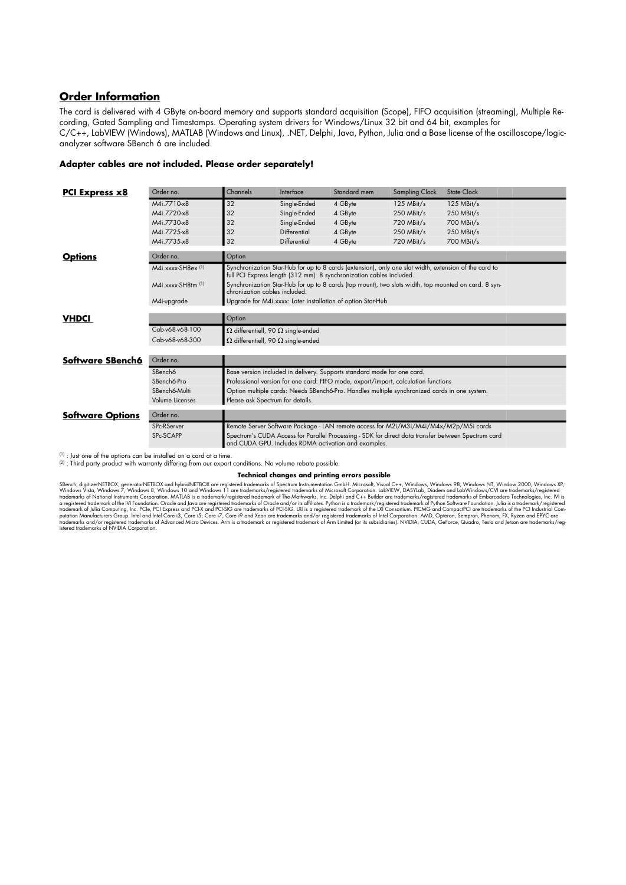## Order Information

The card is delivered with 4 GByte on-board memory and supports standard acquisition (Scope), FIFO acquisition (streaming), Multiple Recording, Gated Sampling and Timestamps. Operating system drivers for Windows/Linux 32 bit and 64 bit, examples for C/C++, LabVIEW (Windows), MATLAB (Windows and Linux), .NET, Delphi, Java, Python, Julia and a Base license of the oscilloscope/logic-analyzer software SBench 6 are included.

**Adapter cables are not included. Please order separately!**

**PCI Express x8**

| Order no. | Channels | Interface | Standard mem | Sampling Clock | State Clock |
|---|---|---|---|---|---|
| M4i.7710-x8 | 32 | Single-Ended | 4 GByte | 125 MBit/s | 125 MBit/s |
| M4i.7720-x8 | 32 | Single-Ended | 4 GByte | 250 MBit/s | 250 MBit/s |
| M4i.7730-x8 | 32 | Single-Ended | 4 GByte | 720 MBit/s | 700 MBit/s |
| M4i.7725-x8 | 32 | Differential | 4 GByte | 250 MBit/s | 250 MBit/s |
| M4i.7735-x8 | 32 | Differential | 4 GByte | 720 MBit/s | 700 MBit/s |

**Options**

| Order no. | Option |
|---|---|
| M4i.xxxx-SH8ex [1] | Synchronization Star-Hub for up to 8 cards (extension), only one slot width, extension of the card to full PCI Express length (312 mm). 8 synchronization cables included. |
| M4i.xxxx-SH8tm [1] | Synchronization Star-Hub for up to 8 cards (top mount), two slots width, top mounted on card. 8 synchronization cables included. |
| M4i-upgrade | Upgrade for M4i.xxxx: Later installation of option Star-Hub |

**VHDCI**

| | Option |
|---|---|
| Cab-v68-v68-100 | Ω differentiell, 90 Ω single-ended |
| Cab-v68-v68-300 | Ω differentiell, 90 Ω single-ended |

**Software SBench6**

| Order no. | |
|---|---|
| SBench6 | Base version included in delivery. Supports standard mode for one card. |
| SBench6-Pro | Professional version for one card: FIFO mode, export/import, calculation functions |
| SBench6-Multi | Option multiple cards: Needs SBench6-Pro. Handles multiple synchronized cards in one system. |
| Volume Licenses | Please ask Spectrum for details. |

**Software Options**

| Order no. | |
|---|---|
| SPc-RServer | Remote Server Software Package - LAN remote access for M2i/M3i/M4i/M4x/M2p/M5i cards |
| SPc-SCAPP | Spectrum's CUDA Access for Parallel Processing - SDK for direct data transfer between Spectrum card and CUDA GPU. Includes RDMA activation and examples. |

[1] : Just one of the options can be installed on a card at a time.
[2] : Third party product with warranty differing from our export conditions. No volume rebate possible.

**Technical changes and printing errors possible**

SBench, digitizerNETBOX, generatorNETBOX and hybridNETBOX are registered trademarks of Spectrum Instrumentation GmbH. Microsoft, Visual C++, Windows, Windows 98, Windows NT, Window 2000, Windows XP, Windows Vista, Windows 7, Windows 8, Windows 10 and Windows 11 are trademarks/registered trademarks of Microsoft Corporation. LabVIEW, DASYLab, Diadem and LabWindows/CVI are trademarks/registered trademarks of National Instruments Corporation. MATLAB is a trademark/registered trademark of The Mathworks, Inc. Delphi and C++ Builder are trademarks/registered trademarks of Embarcadero Technologies, Inc. IVI is a registered trademark of the IVI Foundation. Oracle and Java are registered trademarks of Oracle and/or its affiliates. Python is a trademark/registered trademark of Python Software Foundation. Julia is a trademark/registered trademark of Julia Computing, Inc. PCIe, PCI Express and PCI-X and PCI-SIG are trademarks of PCI-SIG. LXI is a registered trademark of the LXI Consortium. PICMG and CompactPCI are trademarks of the PCI Industrial Computation Manufacturers Group. Intel and Intel Core i3, Core i5, Core i7, Core i9 and Xeon are trademarks and/or registered trademarks of Intel Corporation. AMD, Opteron, Sempron, Phenom, FX, Ryzen and EPYC are trademarks and/or registered trademarks of Advanced Micro Devices. Arm is a trademark or registered trademark of Arm Limited (or its subsidiaries). NVIDIA, CUDA, GeForce, Quadro, Tesla and Jetson are trademarks/registered trademarks of NVIDIA Corporation.